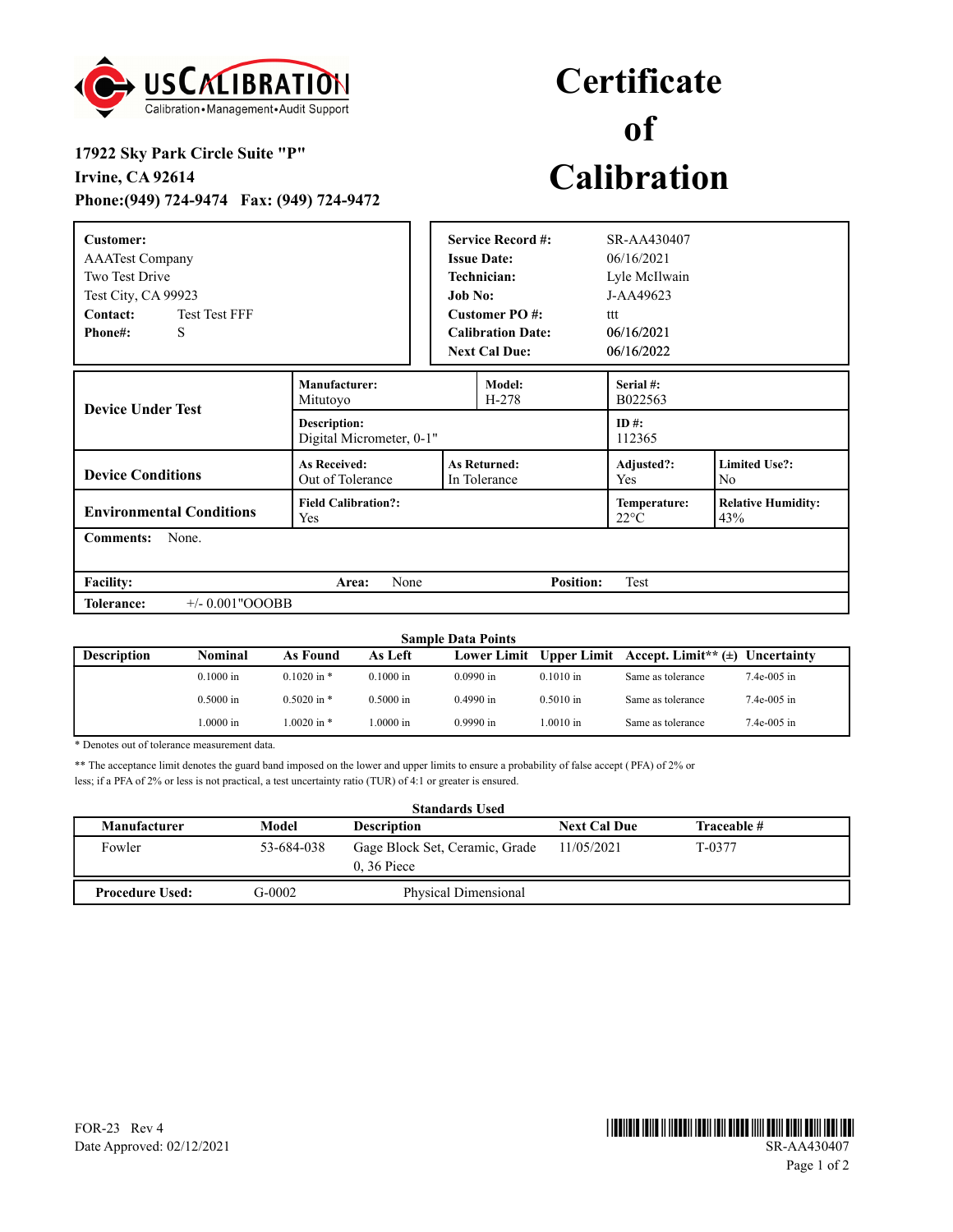**USCALIBRATION**
Calibration•Management•Audit Support

**17922 Sky Park Circle Suite "P"**
**Irvine, CA 92614**
**Phone:(949) 724-9474 Fax: (949) 724-9472**

# Certificate of Calibration

**Customer:**
AAATest Company
Two Test Drive
Test City, CA 99923
**Contact:** Test Test FFF
**Phone#:** S

| | |
|---|---|
| **Service Record #:** | SR-AA430407 |
| **Issue Date:** | 06/16/2021 |
| **Technician:** | Lyle McIlwain |
| **Job No:** | J-AA49623 |
| **Customer PO #:** | ttt |
| **Calibration Date:** | 06/16/2021 |
| **Next Cal Due:** | 06/16/2022 |

| | | | | |
|---|---|---|---|---|
| **Device Under Test** | **Manufacturer:** Mitutoyo | **Model:** H-278 | **Serial #:** B022563 | |
| | **Description:** Digital Micrometer, 0-1" | | **ID #:** 112365 | |
| **Device Conditions** | **As Received:** Out of Tolerance | **As Returned:** In Tolerance | **Adjusted?:** Yes | **Limited Use?:** No |
| **Environmental Conditions** | **Field Calibration?:** Yes | | **Temperature:** 22°C | **Relative Humidity:** 43% |

**Comments:** None.

**Facility:** **Area:** None **Position:** Test

**Tolerance:** +/- 0.001"OOOBB

### Sample Data Points

| Description | Nominal | As Found | As Left | Lower Limit | Upper Limit | Accept. Limit** (±) | Uncertainty |
|---|---|---|---|---|---|---|---|
| | 0.1000 in | 0.1020 in * | 0.1000 in | 0.0990 in | 0.1010 in | Same as tolerance | 7.4e-005 in |
| | 0.5000 in | 0.5020 in * | 0.5000 in | 0.4990 in | 0.5010 in | Same as tolerance | 7.4e-005 in |
| | 1.0000 in | 1.0020 in * | 1.0000 in | 0.9990 in | 1.0010 in | Same as tolerance | 7.4e-005 in |

* Denotes out of tolerance measurement data.

** The acceptance limit denotes the guard band imposed on the lower and upper limits to ensure a probability of false accept ( PFA) of 2% or less; if a PFA of 2% or less is not practical, a test uncertainty ratio (TUR) of 4:1 or greater is ensured.

### Standards Used

| Manufacturer | Model | Description | Next Cal Due | Traceable # |
|---|---|---|---|---|
| Fowler | 53-684-038 | Gage Block Set, Ceramic, Grade 0, 36 Piece | 11/05/2021 | T-0377 |

**Procedure Used:** G-0002 Physical Dimensional

FOR-23 Rev 4
Date Approved: 02/12/2021

SR-AA430407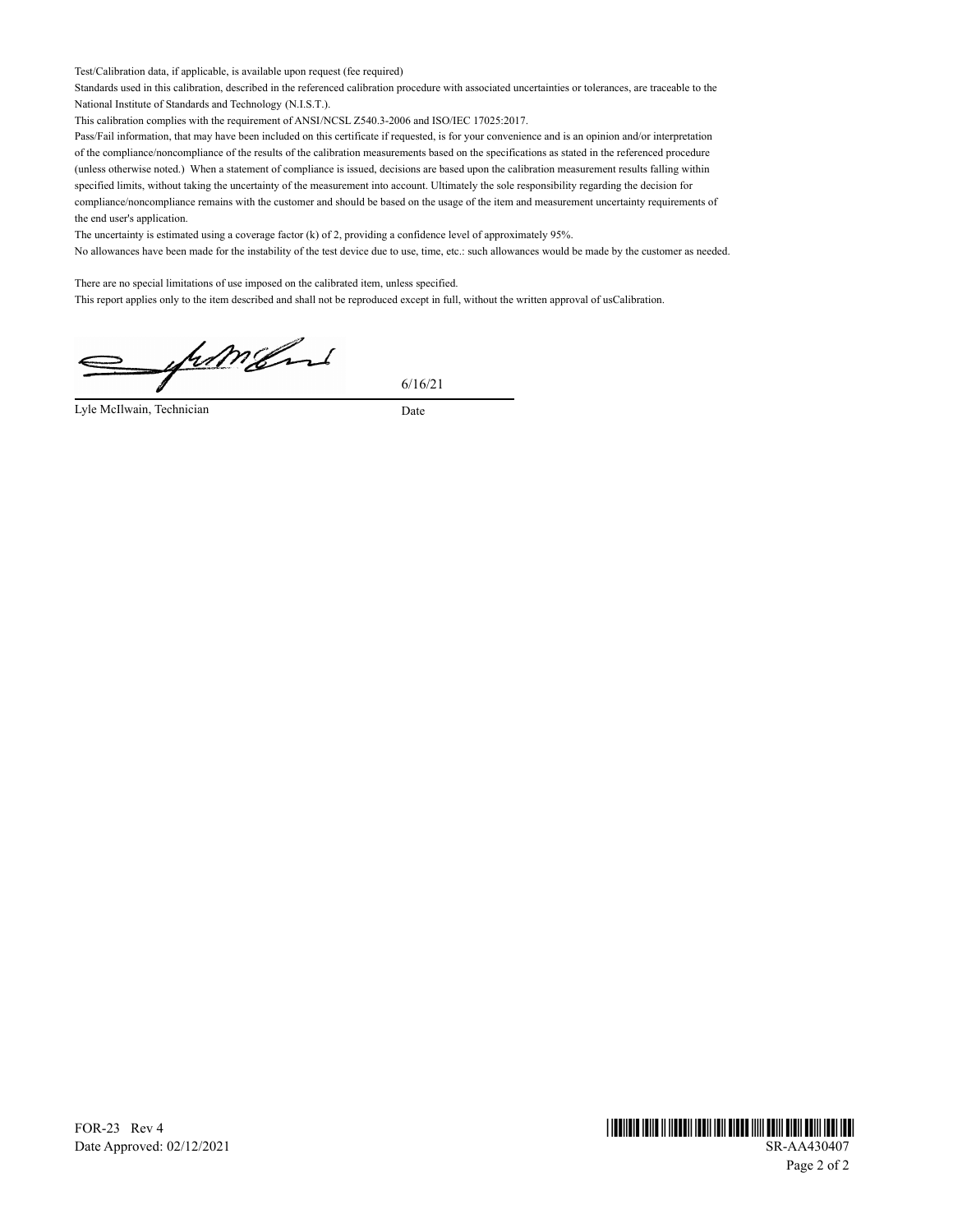Test/Calibration data, if applicable, is available upon request (fee required)

Standards used in this calibration, described in the referenced calibration procedure with associated uncertainties or tolerances, are traceable to the National Institute of Standards and Technology (N.I.S.T.).

This calibration complies with the requirement of ANSI/NCSL Z540.3-2006 and ISO/IEC 17025:2017.

Pass/Fail information, that may have been included on this certificate if requested, is for your convenience and is an opinion and/or interpretation of the compliance/noncompliance of the results of the calibration measurements based on the specifications as stated in the referenced procedure (unless otherwise noted.) When a statement of compliance is issued, decisions are based upon the calibration measurement results falling within specified limits, without taking the uncertainty of the measurement into account. Ultimately the sole responsibility regarding the decision for compliance/noncompliance remains with the customer and should be based on the usage of the item and measurement uncertainty requirements of the end user's application.

The uncertainty is estimated using a coverage factor (k) of 2, providing a confidence level of approximately 95%.

No allowances have been made for the instability of the test device due to use, time, etc.: such allowances would be made by the customer as needed.

There are no special limitations of use imposed on the calibrated item, unless specified.

This report applies only to the item described and shall not be reproduced except in full, without the written approval of usCalibration.

6/16/21

Lyle McIlwain, Technician — Date

FOR-23 Rev 4

Date Approved: 02/12/2021

SR-AA430407